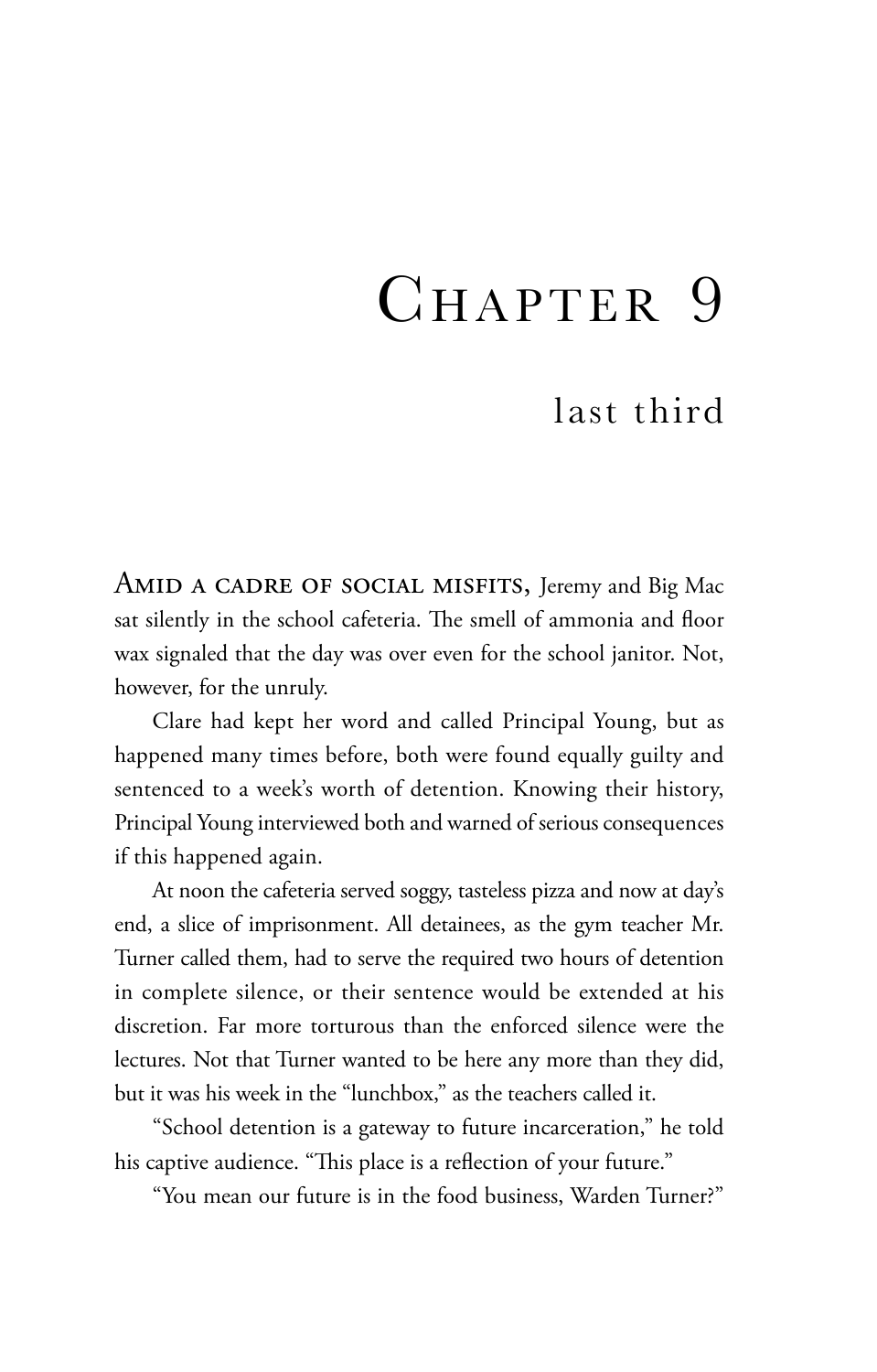# Chapter 9

## last third

Amid a cadre of social misfits, Jeremy and Big Mac sat silently in the school cafeteria. The smell of ammonia and floor wax signaled that the day was over even for the school janitor. Not, however, for the unruly.

Clare had kept her word and called Principal Young, but as happened many times before, both were found equally guilty and sentenced to a week's worth of detention. Knowing their history, Principal Young interviewed both and warned of serious consequences if this happened again.

At noon the cafeteria served soggy, tasteless pizza and now at day's end, a slice of imprisonment. All detainees, as the gym teacher Mr. Turner called them, had to serve the required two hours of detention in complete silence, or their sentence would be extended at his discretion. Far more torturous than the enforced silence were the lectures. Not that Turner wanted to be here any more than they did, but it was his week in the "lunchbox," as the teachers called it.

"School detention is a gateway to future incarceration," he told his captive audience. "This place is a reflection of your future."

"You mean our future is in the food business, Warden Turner?"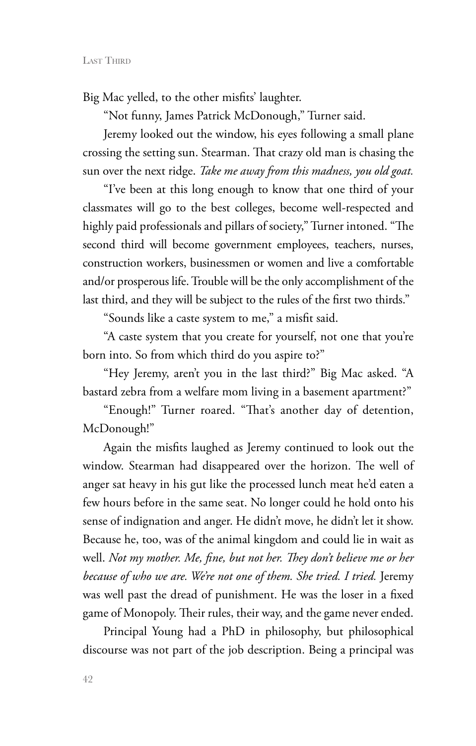Big Mac yelled, to the other misfits' laughter.

"Not funny, James Patrick McDonough," Turner said.

Jeremy looked out the window, his eyes following a small plane crossing the setting sun. Stearman. That crazy old man is chasing the sun over the next ridge. *Take me away from this madness, you old goat.*

"I've been at this long enough to know that one third of your classmates will go to the best colleges, become well-respected and highly paid professionals and pillars of society," Turner intoned. "The second third will become government employees, teachers, nurses, construction workers, businessmen or women and live a comfortable and/or prosperous life. Trouble will be the only accomplishment of the last third, and they will be subject to the rules of the first two thirds."

"Sounds like a caste system to me," a misfit said.

"A caste system that you create for yourself, not one that you're born into. So from which third do you aspire to?"

"Hey Jeremy, aren't you in the last third?" Big Mac asked. "A bastard zebra from a welfare mom living in a basement apartment?"

"Enough!" Turner roared. "That's another day of detention, McDonough!"

Again the misfits laughed as Jeremy continued to look out the window. Stearman had disappeared over the horizon. The well of anger sat heavy in his gut like the processed lunch meat he'd eaten a few hours before in the same seat. No longer could he hold onto his sense of indignation and anger. He didn't move, he didn't let it show. Because he, too, was of the animal kingdom and could lie in wait as well. *Not my mother. Me, fine, but not her. They don't believe me or her because of who we are. We're not one of them. She tried. I tried.* Jeremy was well past the dread of punishment. He was the loser in a fixed game of Monopoly. Their rules, their way, and the game never ended.

Principal Young had a PhD in philosophy, but philosophical discourse was not part of the job description. Being a principal was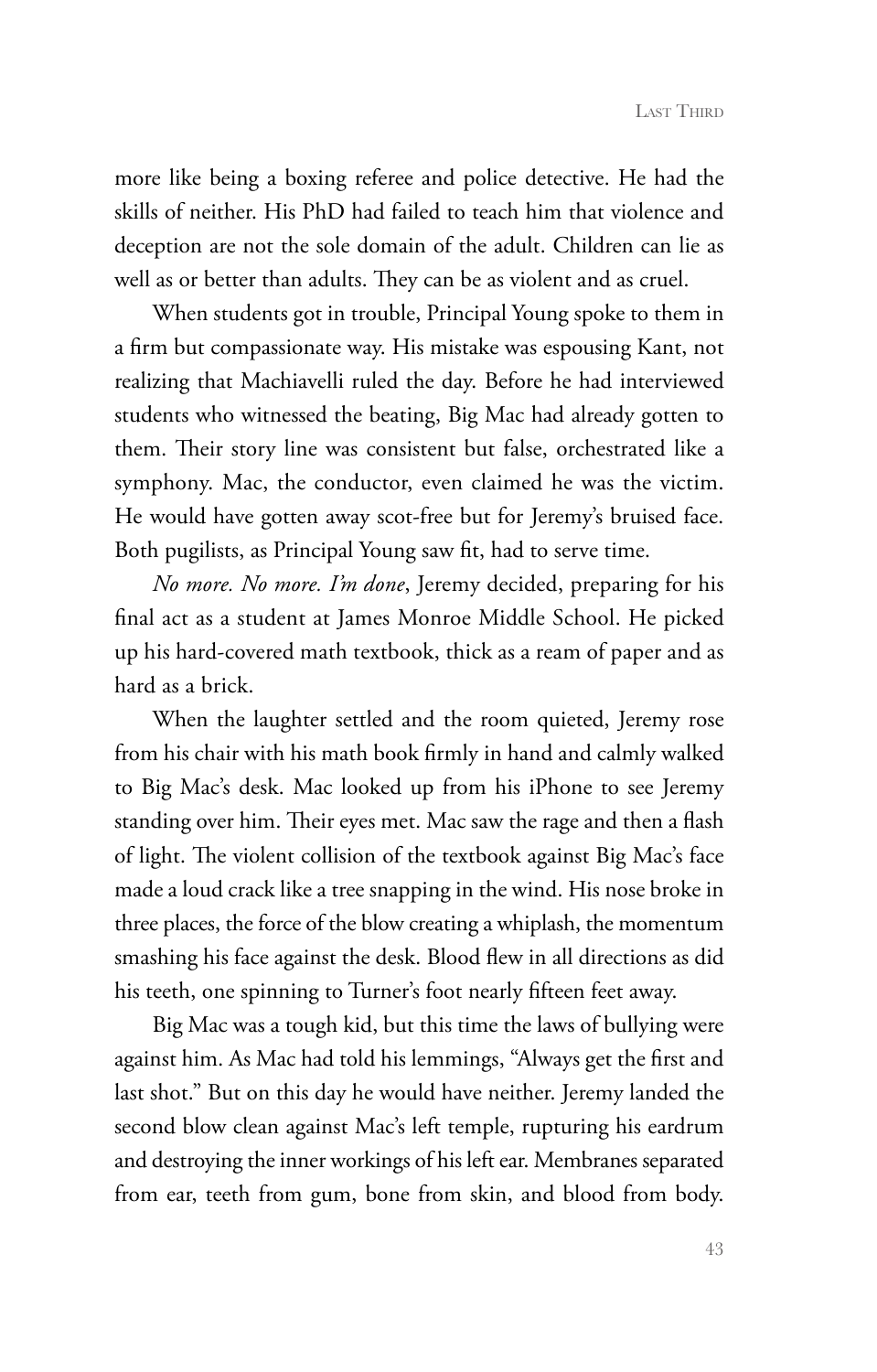more like being a boxing referee and police detective. He had the skills of neither. His PhD had failed to teach him that violence and deception are not the sole domain of the adult. Children can lie as well as or better than adults. They can be as violent and as cruel.

When students got in trouble, Principal Young spoke to them in a firm but compassionate way. His mistake was espousing Kant, not realizing that Machiavelli ruled the day. Before he had interviewed students who witnessed the beating, Big Mac had already gotten to them. Their story line was consistent but false, orchestrated like a symphony. Mac, the conductor, even claimed he was the victim. He would have gotten away scot-free but for Jeremy's bruised face. Both pugilists, as Principal Young saw fit, had to serve time.

*No more. No more. I'm done*, Jeremy decided, preparing for his final act as a student at James Monroe Middle School. He picked up his hard-covered math textbook, thick as a ream of paper and as hard as a brick.

When the laughter settled and the room quieted, Jeremy rose from his chair with his math book firmly in hand and calmly walked to Big Mac's desk. Mac looked up from his iPhone to see Jeremy standing over him. Their eyes met. Mac saw the rage and then a flash of light. The violent collision of the textbook against Big Mac's face made a loud crack like a tree snapping in the wind. His nose broke in three places, the force of the blow creating a whiplash, the momentum smashing his face against the desk. Blood flew in all directions as did his teeth, one spinning to Turner's foot nearly fifteen feet away.

Big Mac was a tough kid, but this time the laws of bullying were against him. As Mac had told his lemmings, "Always get the first and last shot." But on this day he would have neither. Jeremy landed the second blow clean against Mac's left temple, rupturing his eardrum and destroying the inner workings of his left ear. Membranes separated from ear, teeth from gum, bone from skin, and blood from body.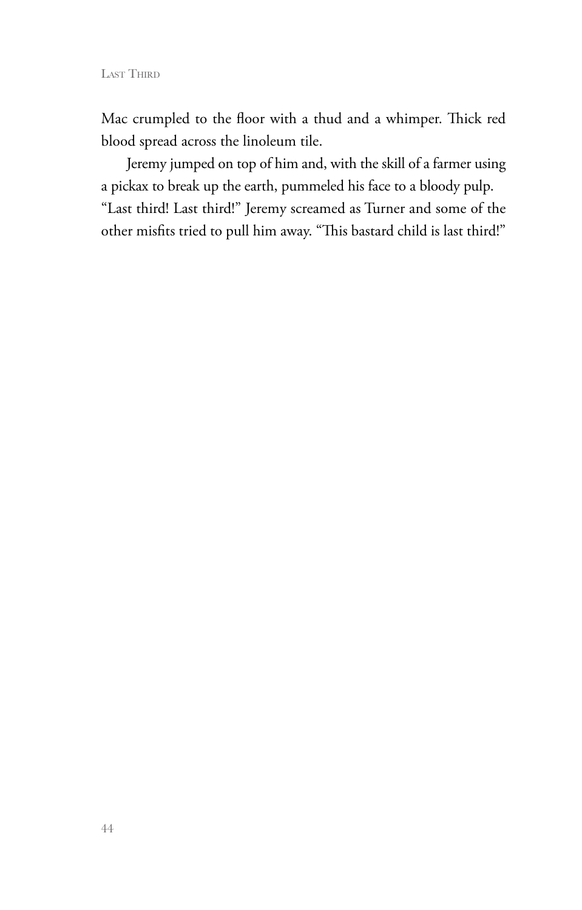Mac crumpled to the floor with a thud and a whimper. Thick red blood spread across the linoleum tile.

Jeremy jumped on top of him and, with the skill of a farmer using a pickax to break up the earth, pummeled his face to a bloody pulp. "Last third! Last third!" Jeremy screamed as Turner and some of the other misfits tried to pull him away. "This bastard child is last third!"